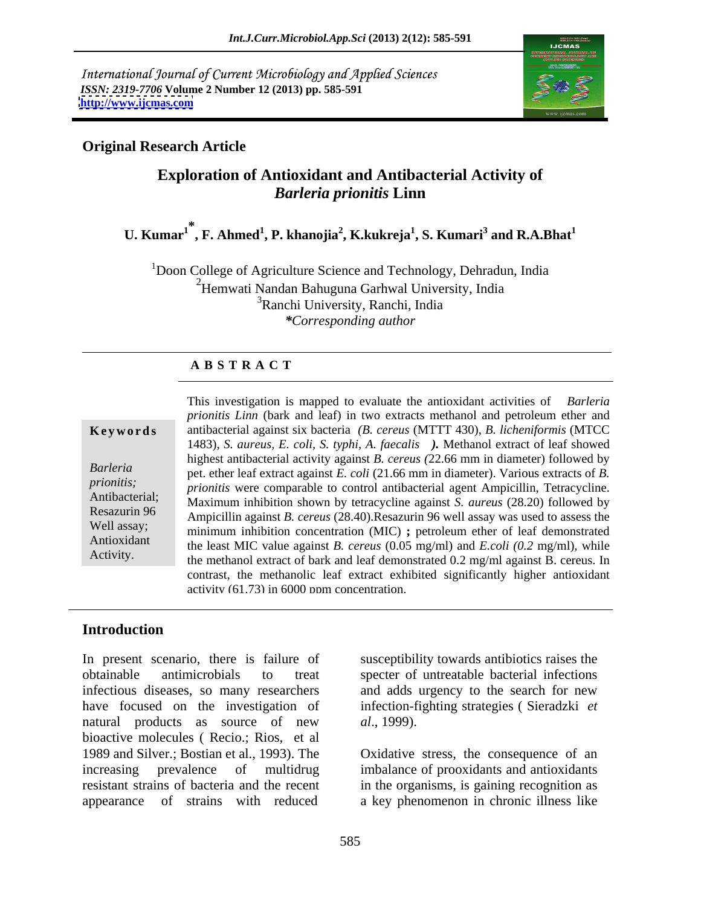International Journal of Current Microbiology and Applied Sciences
*ISSN: 2319-7706* **Volume 2 Number 12 (2013) pp. 585-591**
**http://www.ijcmas.com**

**Original Research Article**

# Exploration of Antioxidant and Antibacterial Activity of *Barleria prionitis* Linn

**U. Kumar[1]*, F. Ahmed[1], P. khanojia[2], K.kukreja[1], S. Kumari[3] and R.A.Bhat[1]**

[1]Doon College of Agriculture Science and Technology, Dehradun, India
[2]Hemwati Nandan Bahuguna Garhwal University, India
[3]Ranchi University, Ranchi, India
**Corresponding author*

## A B S T R A C T

**Keywords**

*Barleria prionitis;* Antibacterial; Resazurin 96 Well assay; Antioxidant Activity.

This investigation is mapped to evaluate the antioxidant activities of *Barleria prionitis Linn* (bark and leaf) in two extracts methanol and petroleum ether and antibacterial against six bacteria *(B. cereus* (MTTT 430), *B. licheniformis* (MTCC 1483), *S. aureus, E. coli, S. typhi, A. faecalis* ***).*** Methanol extract of leaf showed highest antibacterial activity against *B. cereus (*22.66 mm in diameter) followed by pet. ether leaf extract against *E. coli* (21.66 mm in diameter). Various extracts of *B. prionitis* were comparable to control antibacterial agent Ampicillin, Tetracycline. Maximum inhibition shown by tetracycline against *S. aureus* (28.20) followed by Ampicillin against *B. cereus* (28.40).Resazurin 96 well assay was used to assess the minimum inhibition concentration (MIC) **;** petroleum ether of leaf demonstrated the least MIC value against *B. cereus* (0.05 mg/ml) and *E.coli (0.2* mg/ml), while the methanol extract of bark and leaf demonstrated 0.2 mg/ml against B. cereus. In contrast, the methanolic leaf extract exhibited significantly higher antioxidant activity (61.73) in 6000 ppm concentration.

## Introduction

In present scenario, there is failure of obtainable antimicrobials to treat infectious diseases, so many researchers have focused on the investigation of natural products as source of new bioactive molecules ( Recio.; Rios, et al 1989 and Silver.; Bostian et al., 1993). The increasing prevalence of multidrug resistant strains of bacteria and the recent appearance of strains with reduced susceptibility towards antibiotics raises the specter of untreatable bacterial infections and adds urgency to the search for new infection-fighting strategies ( Sieradzki *et al*., 1999).

Oxidative stress, the consequence of an imbalance of prooxidants and antioxidants in the organisms, is gaining recognition as a key phenomenon in chronic illness like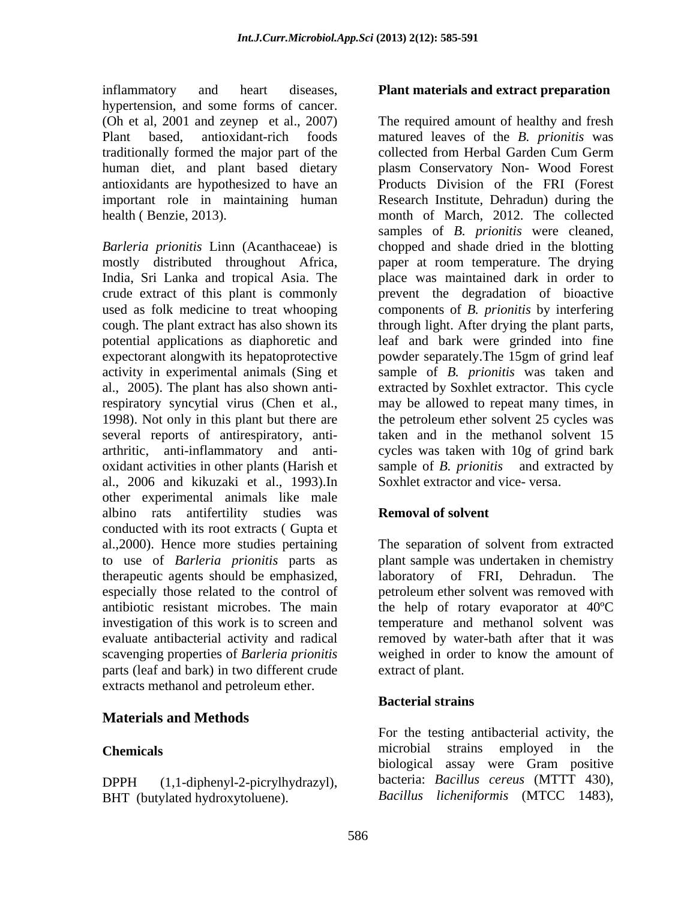inflammatory and heart diseases, hypertension, and some forms of cancer. (Oh et al, 2001 and zeynep et al., 2007) Plant based, antioxidant-rich foods traditionally formed the major part of the human diet, and plant based dietary antioxidants are hypothesized to have an important role in maintaining human health ( Benzie, 2013).

*Barleria prionitis* Linn (Acanthaceae) is mostly distributed throughout Africa, India, Sri Lanka and tropical Asia. The crude extract of this plant is commonly used as folk medicine to treat whooping cough. The plant extract has also shown its potential applications as diaphoretic and expectorant alongwith its hepatoprotective activity in experimental animals (Sing et al., 2005). The plant has also shown anti-respiratory syncytial virus (Chen et al., 1998). Not only in this plant but there are several reports of antirespiratory, anti-arthritic, anti-inflammatory and anti-oxidant activities in other plants (Harish et al., 2006 and kikuzaki et al., 1993).In other experimental animals like male albino rats antifertility studies was conducted with its root extracts ( Gupta et al.,2000). Hence more studies pertaining to use of *Barleria prionitis* parts as therapeutic agents should be emphasized, especially those related to the control of antibiotic resistant microbes. The main investigation of this work is to screen and evaluate antibacterial activity and radical scavenging properties of *Barleria prionitis* parts (leaf and bark) in two different crude extracts methanol and petroleum ether.

## Materials and Methods

### Chemicals

DPPH (1,1-diphenyl-2-picrylhydrazyl), BHT (butylated hydroxytoluene).

### Plant materials and extract preparation

The required amount of healthy and fresh matured leaves of the *B. prionitis* was collected from Herbal Garden Cum Germ plasm Conservatory Non- Wood Forest Products Division of the FRI (Forest Research Institute, Dehradun) during the month of March, 2012. The collected samples of *B. prionitis* were cleaned, chopped and shade dried in the blotting paper at room temperature. The drying place was maintained dark in order to prevent the degradation of bioactive components of *B. prionitis* by interfering through light. After drying the plant parts, leaf and bark were grinded into fine powder separately.The 15gm of grind leaf sample of *B. prionitis* was taken and extracted by Soxhlet extractor. This cycle may be allowed to repeat many times, in the petroleum ether solvent 25 cycles was taken and in the methanol solvent 15 cycles was taken with 10g of grind bark sample of *B. prionitis* and extracted by Soxhlet extractor and vice- versa.

### Removal of solvent

The separation of solvent from extracted plant sample was undertaken in chemistry laboratory of FRI, Dehradun. The petroleum ether solvent was removed with the help of rotary evaporator at 40ºC temperature and methanol solvent was removed by water-bath after that it was weighed in order to know the amount of extract of plant.

### Bacterial strains

For the testing antibacterial activity, the microbial strains employed in the biological assay were Gram positive bacteria: *Bacillus cereus* (MTTT 430), *Bacillus licheniformis* (MTCC 1483),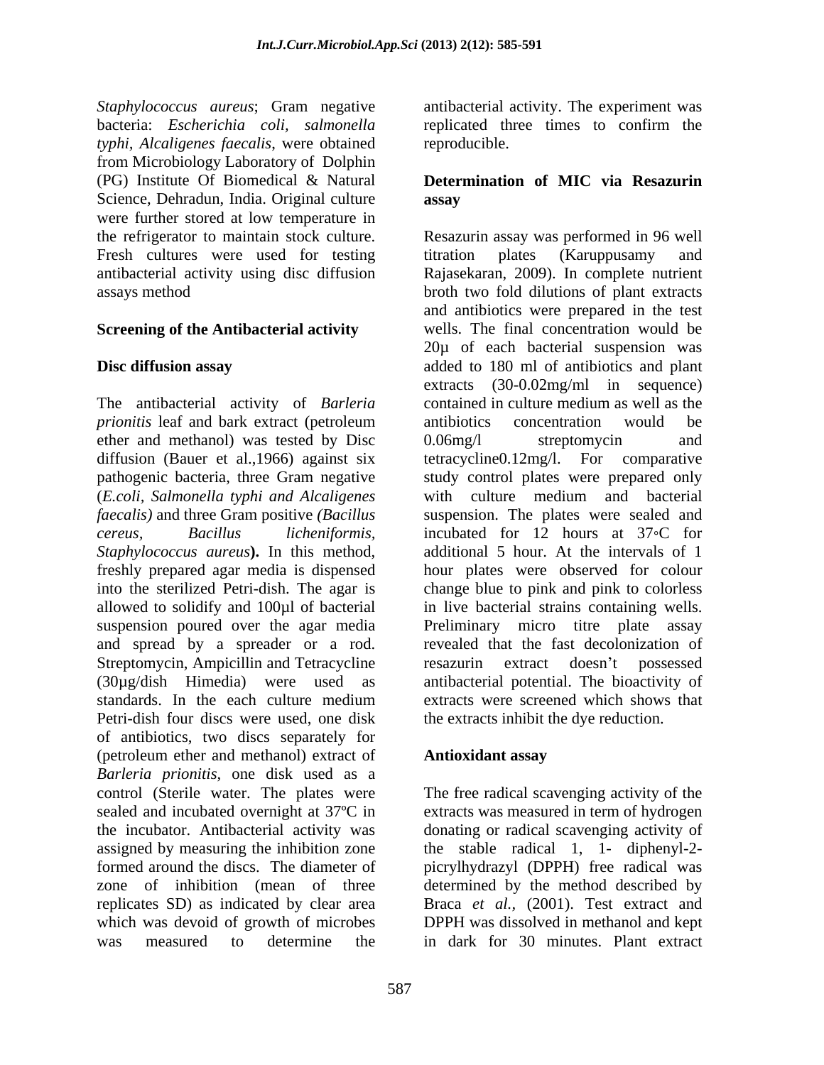*Staphylococcus aureus*; Gram negative bacteria: *Escherichia coli, salmonella typhi, Alcaligenes faecalis*, were obtained from Microbiology Laboratory of Dolphin (PG) Institute Of Biomedical & Natural Science, Dehradun, India. Original culture were further stored at low temperature in the refrigerator to maintain stock culture. Fresh cultures were used for testing antibacterial activity using disc diffusion assays method

**Screening of the Antibacterial activity**

**Disc diffusion assay**

The antibacterial activity of *Barleria prionitis* leaf and bark extract (petroleum ether and methanol) was tested by Disc diffusion (Bauer et al.,1966) against six pathogenic bacteria, three Gram negative (*E.coli, Salmonella typhi and Alcaligenes faecalis)* and three Gram positive *(Bacillus cereus, Bacillus licheniformis, Staphylococcus aureus***).** In this method, freshly prepared agar media is dispensed into the sterilized Petri-dish. The agar is allowed to solidify and 100µl of bacterial suspension poured over the agar media and spread by a spreader or a rod. Streptomycin, Ampicillin and Tetracycline (30µg/dish Himedia) were used as standards. In the each culture medium Petri-dish four discs were used, one disk of antibiotics, two discs separately for (petroleum ether and methanol) extract of *Barleria prionitis*, one disk used as a control (Sterile water. The plates were sealed and incubated overnight at 37ºC in the incubator. Antibacterial activity was assigned by measuring the inhibition zone formed around the discs. The diameter of zone of inhibition (mean of three replicates SD) as indicated by clear area which was devoid of growth of microbes was measured to determine the antibacterial activity. The experiment was replicated three times to confirm the reproducible.

**Determination of MIC via Resazurin assay**

Resazurin assay was performed in 96 well titration plates (Karuppusamy and Rajasekaran, 2009). In complete nutrient broth two fold dilutions of plant extracts and antibiotics were prepared in the test wells. The final concentration would be 20µ of each bacterial suspension was added to 180 ml of antibiotics and plant extracts (30-0.02mg/ml in sequence) contained in culture medium as well as the antibiotics concentration would be 0.06mg/l streptomycin and tetracycline0.12mg/l. For comparative study control plates were prepared only with culture medium and bacterial suspension. The plates were sealed and incubated for 12 hours at 37∘C for additional 5 hour. At the intervals of 1 hour plates were observed for colour change blue to pink and pink to colorless in live bacterial strains containing wells. Preliminary micro titre plate assay revealed that the fast decolonization of resazurin extract doesn't possessed antibacterial potential. The bioactivity of extracts were screened which shows that the extracts inhibit the dye reduction.

**Antioxidant assay**

The free radical scavenging activity of the extracts was measured in term of hydrogen donating or radical scavenging activity of the stable radical 1, 1- diphenyl-2-picrylhydrazyl (DPPH) free radical was determined by the method described by Braca *et al.,* (2001). Test extract and DPPH was dissolved in methanol and kept in dark for 30 minutes. Plant extract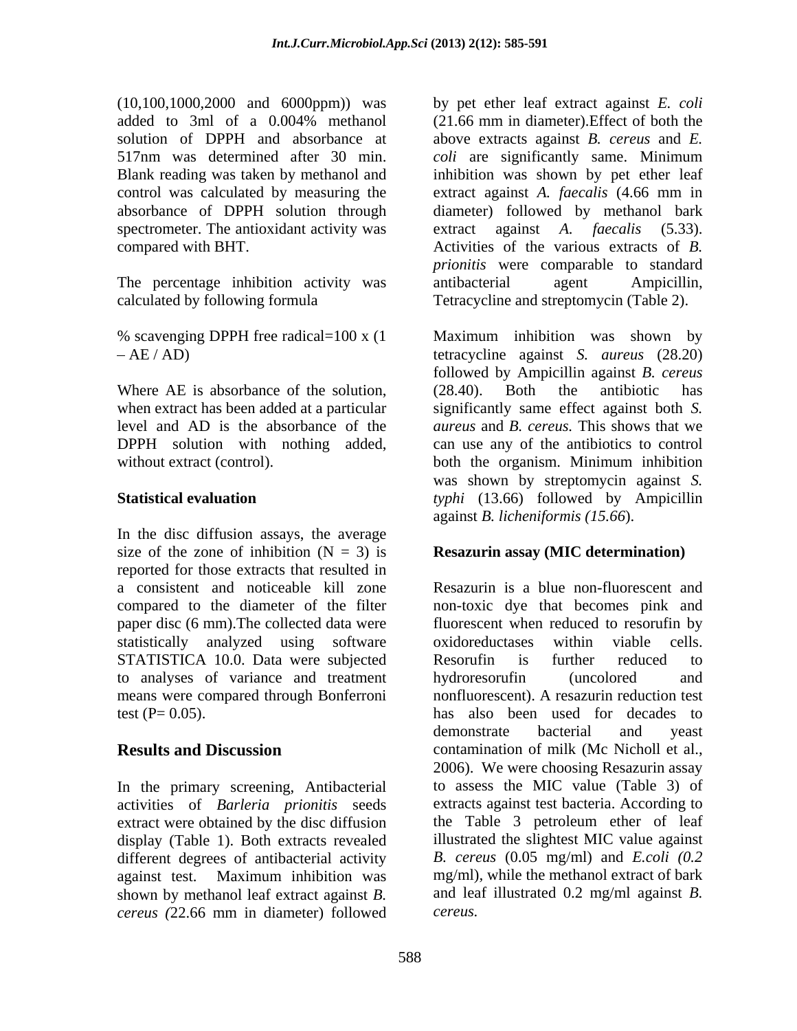(10,100,1000,2000 and 6000ppm)) was added to 3ml of a 0.004% methanol solution of DPPH and absorbance at 517nm was determined after 30 min. Blank reading was taken by methanol and control was calculated by measuring the absorbance of DPPH solution through spectrometer. The antioxidant activity was compared with BHT.

The percentage inhibition activity was calculated by following formula

% scavenging DPPH free radical=100 x (1 – AE / AD)

Where AE is absorbance of the solution, when extract has been added at a particular level and AD is the absorbance of the DPPH solution with nothing added, without extract (control).

**Statistical evaluation**

In the disc diffusion assays, the average size of the zone of inhibition (N = 3) is reported for those extracts that resulted in a consistent and noticeable kill zone compared to the diameter of the filter paper disc (6 mm).The collected data were statistically analyzed using software STATISTICA 10.0. Data were subjected to analyses of variance and treatment means were compared through Bonferroni test (P= 0.05).

## Results and Discussion

In the primary screening, Antibacterial activities of *Barleria prionitis* seeds extract were obtained by the disc diffusion display (Table 1). Both extracts revealed different degrees of antibacterial activity against test. Maximum inhibition was shown by methanol leaf extract against *B. cereus (*22.66 mm in diameter) followed by pet ether leaf extract against *E. coli* (21.66 mm in diameter).Effect of both the above extracts against *B. cereus* and *E. coli* are significantly same. Minimum inhibition was shown by pet ether leaf extract against *A. faecalis* (4.66 mm in diameter) followed by methanol bark extract against *A. faecalis* (5.33). Activities of the various extracts of *B. prionitis* were comparable to standard antibacterial agent Ampicillin, Tetracycline and streptomycin (Table 2).

Maximum inhibition was shown by tetracycline against *S. aureus* (28.20) followed by Ampicillin against *B. cereus* (28.40). Both the antibiotic has significantly same effect against both *S. aureus* and *B. cereus.* This shows that we can use any of the antibiotics to control both the organism. Minimum inhibition was shown by streptomycin against *S. typhi* (13.66) followed by Ampicillin against *B. licheniformis (15.66*).

**Resazurin assay (MIC determination)**

Resazurin is a blue non-fluorescent and non-toxic dye that becomes pink and fluorescent when reduced to resorufin by oxidoreductases within viable cells. Resorufin is further reduced to hydroresorufin (uncolored and nonfluorescent). A resazurin reduction test has also been used for decades to demonstrate bacterial and yeast contamination of milk (Mc Nicholl et al., 2006). We were choosing Resazurin assay to assess the MIC value (Table 3) of extracts against test bacteria. According to the Table 3 petroleum ether of leaf illustrated the slightest MIC value against *B. cereus* (0.05 mg/ml) and *E.coli (0.2* mg/ml), while the methanol extract of bark and leaf illustrated 0.2 mg/ml against *B. cereus.*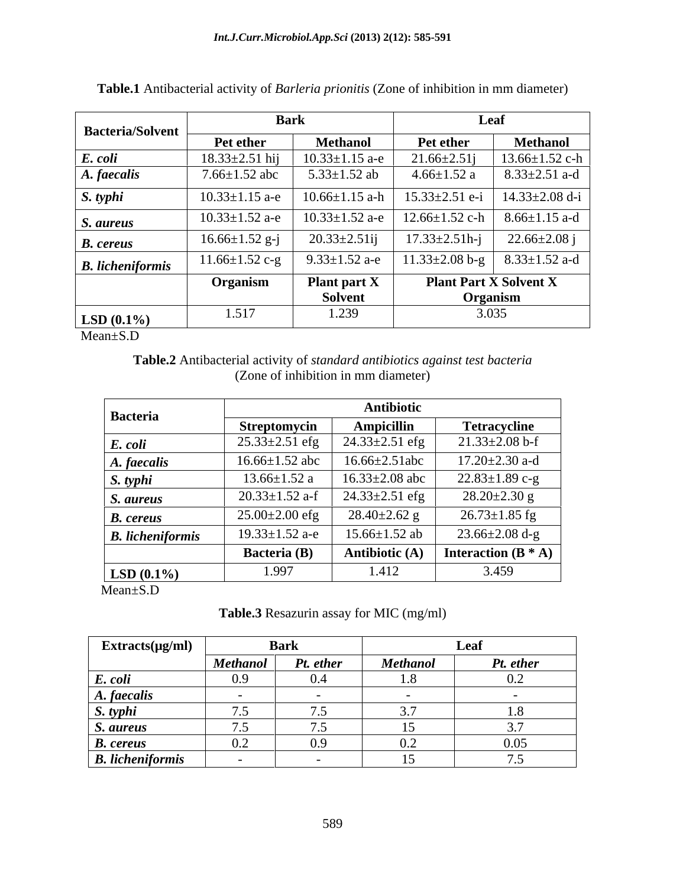**Table.1** Antibacterial activity of *Barleria prionitis* (Zone of inhibition in mm diameter)

| Bacteria/Solvent | Bark | | Leaf | |
|---|---|---|---|---|
| | Pet ether | Methanol | Pet ether | Methanol |
| *E. coli* | 18.33±2.51 hij | 10.33±1.15 a-e | 21.66±2.51j | 13.66±1.52 c-h |
| *A. faecalis* | 7.66±1.52 abc | 5.33±1.52 ab | 4.66±1.52 a | 8.33±2.51 a-d |
| *S. typhi* | 10.33±1.15 a-e | 10.66±1.15 a-h | 15.33±2.51 e-i | 14.33±2.08 d-i |
| *S. aureus* | 10.33±1.52 a-e | 10.33±1.52 a-e | 12.66±1.52 c-h | 8.66±1.15 a-d |
| *B. cereus* | 16.66±1.52 g-j | 20.33±2.51ij | 17.33±2.51h-j | 22.66±2.08 j |
| *B. licheniformis* | 11.66±1.52 c-g | 9.33±1.52 a-e | 11.33±2.08 b-g | 8.33±1.52 a-d |
| | **Organism** | **Plant part X Solvent** | **Plant Part X Solvent X Organism** | |
| **LSD (0.1%)** | 1.517 | 1.239 | 3.035 | |

Mean±S.D

**Table.2** Antibacterial activity of *standard antibiotics against test bacteria* (Zone of inhibition in mm diameter)

| Bacteria | Antibiotic | | |
|---|---|---|---|
| | Streptomycin | Ampicillin | Tetracycline |
| *E. coli* | 25.33±2.51 efg | 24.33±2.51 efg | 21.33±2.08 b-f |
| *A. faecalis* | 16.66±1.52 abc | 16.66±2.51abc | 17.20±2.30 a-d |
| *S. typhi* | 13.66±1.52 a | 16.33±2.08 abc | 22.83±1.89 c-g |
| *S. aureus* | 20.33±1.52 a-f | 24.33±2.51 efg | 28.20±2.30 g |
| *B. cereus* | 25.00±2.00 efg | 28.40±2.62 g | 26.73±1.85 fg |
| *B. licheniformis* | 19.33±1.52 a-e | 15.66±1.52 ab | 23.66±2.08 d-g |
| | **Bacteria (B)** | **Antibiotic (A)** | **Interaction (B * A)** |
| **LSD (0.1%)** | 1.997 | 1.412 | 3.459 |

Mean±S.D

**Table.3** Resazurin assay for MIC (mg/ml)

| Extracts(µg/ml) | Bark | | Leaf | |
|---|---|---|---|---|
| | *Methanol* | *Pt. ether* | *Methanol* | *Pt. ether* |
| *E. coli* | 0.9 | 0.4 | 1.8 | 0.2 |
| *A. faecalis* | - | - | - | - |
| *S. typhi* | 7.5 | 7.5 | 3.7 | 1.8 |
| *S. aureus* | 7.5 | 7.5 | 15 | 3.7 |
| *B. cereus* | 0.2 | 0.9 | 0.2 | 0.05 |
| *B. licheniformis* | - | - | 15 | 7.5 |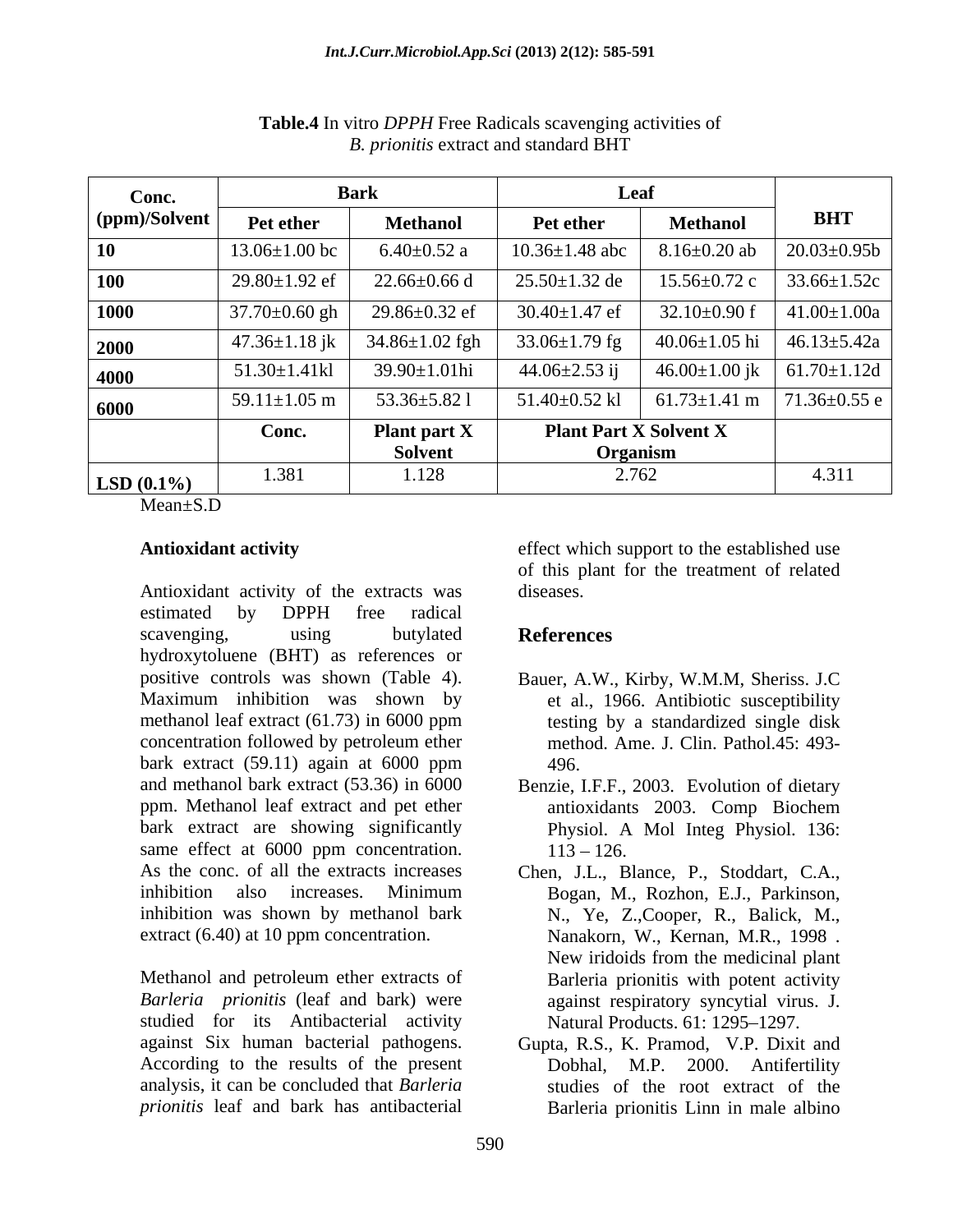**Table.4** In vitro *DPPH* Free Radicals scavenging activities of *B. prionitis* extract and standard BHT

| Conc. (ppm)/Solvent | Bark | | Leaf | | BHT |
|---|---|---|---|---|---|
| | Pet ether | Methanol | Pet ether | Methanol | |
| **10** | 13.06±1.00 bc | 6.40±0.52 a | 10.36±1.48 abc | 8.16±0.20 ab | 20.03±0.95b |
| **100** | 29.80±1.92 ef | 22.66±0.66 d | 25.50±1.32 de | 15.56±0.72 c | 33.66±1.52c |
| **1000** | 37.70±0.60 gh | 29.86±0.32 ef | 30.40±1.47 ef | 32.10±0.90 f | 41.00±1.00a |
| **2000** | 47.36±1.18 jk | 34.86±1.02 fgh | 33.06±1.79 fg | 40.06±1.05 hi | 46.13±5.42a |
| **4000** | 51.30±1.41kl | 39.90±1.01hi | 44.06±2.53 ij | 46.00±1.00 jk | 61.70±1.12d |
| **6000** | 59.11±1.05 m | 53.36±5.82 l | 51.40±0.52 kl | 61.73±1.41 m | 71.36±0.55 e |
| | **Conc.** | **Plant part X Solvent** | **Plant Part X Solvent X Organism** | | |
| **LSD (0.1%)** | 1.381 | 1.128 | 2.762 | | 4.311 |

Mean±S.D

**Antioxidant activity**

Antioxidant activity of the extracts was estimated by DPPH free radical scavenging, using butylated hydroxytoluene (BHT) as references or positive controls was shown (Table 4). Maximum inhibition was shown by methanol leaf extract (61.73) in 6000 ppm concentration followed by petroleum ether bark extract (59.11) again at 6000 ppm and methanol bark extract (53.36) in 6000 ppm. Methanol leaf extract and pet ether bark extract are showing significantly same effect at 6000 ppm concentration. As the conc. of all the extracts increases inhibition also increases. Minimum inhibition was shown by methanol bark extract (6.40) at 10 ppm concentration.

Methanol and petroleum ether extracts of *Barleria prionitis* (leaf and bark) were studied for its Antibacterial activity against Six human bacterial pathogens. According to the results of the present analysis, it can be concluded that *Barleria prionitis* leaf and bark has antibacterial effect which support to the established use of this plant for the treatment of related diseases.

## References

Bauer, A.W., Kirby, W.M.M, Sheriss. J.C et al., 1966. Antibiotic susceptibility testing by a standardized single disk method. Ame. J. Clin. Pathol.45: 493-496.

Benzie, I.F.F., 2003. Evolution of dietary antioxidants 2003. Comp Biochem Physiol. A Mol Integ Physiol. 136: 113 – 126.

Chen, J.L., Blance, P., Stoddart, C.A., Bogan, M., Rozhon, E.J., Parkinson, N., Ye, Z.,Cooper, R., Balick, M., Nanakorn, W., Kernan, M.R., 1998 . New iridoids from the medicinal plant Barleria prionitis with potent activity against respiratory syncytial virus. J. Natural Products. 61: 1295–1297.

Gupta, R.S., K. Pramod, V.P. Dixit and Dobhal, M.P. 2000. Antifertility studies of the root extract of the Barleria prionitis Linn in male albino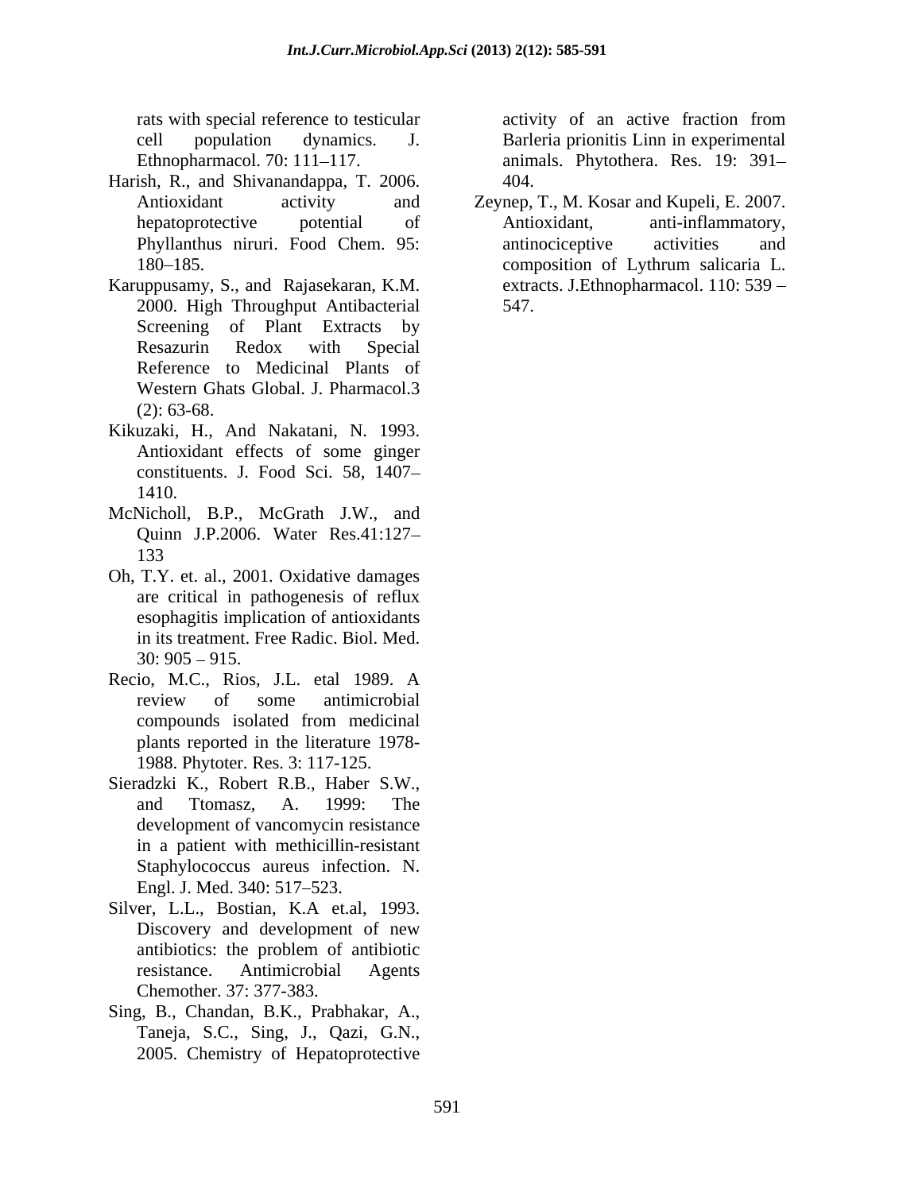rats with special reference to testicular cell population dynamics. J. Ethnopharmacol. 70: 111–117.

Harish, R., and Shivanandappa, T. 2006. Antioxidant activity and hepatoprotective potential of Phyllanthus niruri. Food Chem. 95: 180–185.

Karuppusamy, S., and Rajasekaran, K.M. 2000. High Throughput Antibacterial Screening of Plant Extracts by Resazurin Redox with Special Reference to Medicinal Plants of Western Ghats Global. J. Pharmacol.3 (2): 63-68.

Kikuzaki, H., And Nakatani, N. 1993. Antioxidant effects of some ginger constituents. J. Food Sci. 58, 1407–1410.

McNicholl, B.P., McGrath J.W., and Quinn J.P.2006. Water Res.41:127–133

Oh, T.Y. et. al., 2001. Oxidative damages are critical in pathogenesis of reflux esophagitis implication of antioxidants in its treatment. Free Radic. Biol. Med. 30: 905 – 915.

Recio, M.C., Rios, J.L. etal 1989. A review of some antimicrobial compounds isolated from medicinal plants reported in the literature 1978-1988. Phytoter. Res. 3: 117-125.

Sieradzki K., Robert R.B., Haber S.W., and Ttomasz, A. 1999: The development of vancomycin resistance in a patient with methicillin-resistant Staphylococcus aureus infection. N. Engl. J. Med. 340: 517–523.

Silver, L.L., Bostian, K.A et.al, 1993. Discovery and development of new antibiotics: the problem of antibiotic resistance. Antimicrobial Agents Chemother. 37: 377-383.

Sing, B., Chandan, B.K., Prabhakar, A., Taneja, S.C., Sing, J., Qazi, G.N., 2005. Chemistry of Hepatoprotective activity of an active fraction from Barleria prionitis Linn in experimental animals. Phytothera. Res. 19: 391–404.

Zeynep, T., M. Kosar and Kupeli, E. 2007. Antioxidant, anti-inflammatory, antinociceptive activities and composition of Lythrum salicaria L. extracts. J.Ethnopharmacol. 110: 539 – 547.